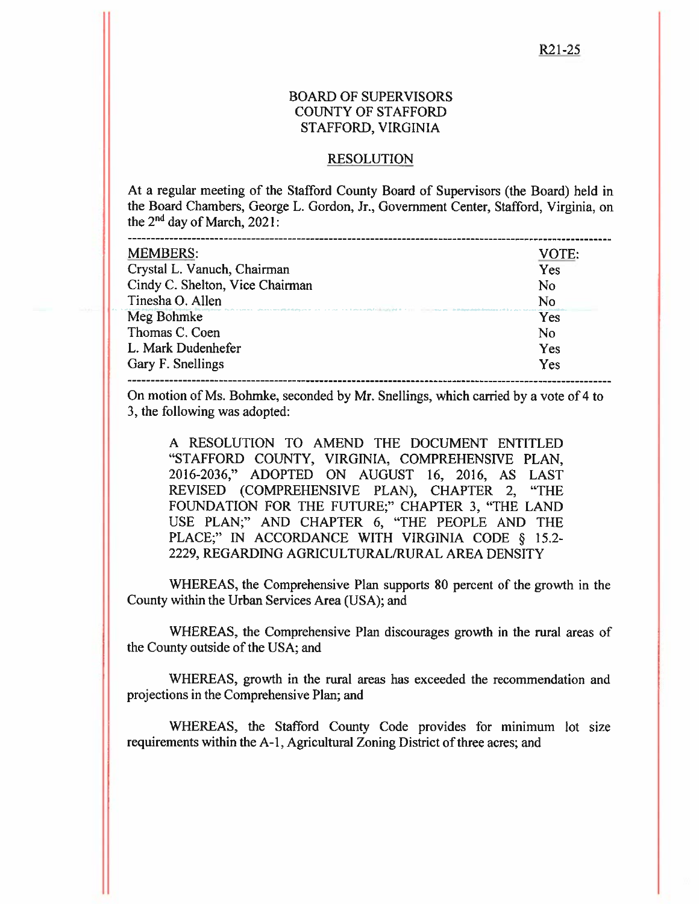R21-25

BOARD OF SUPERVISORS
COUNTY OF STAFFORD
STAFFORD, VIRGINIA

RESOLUTION

At a regular meeting of the Stafford County Board of Supervisors (the Board) held in the Board Chambers, George L. Gordon, Jr., Government Center, Stafford, Virginia, on the 2nd day of March, 2021:

| MEMBERS: | VOTE: |
|---|---|
| Crystal L. Vanuch, Chairman | Yes |
| Cindy C. Shelton, Vice Chairman | No |
| Tinesha O. Allen | No |
| Meg Bohmke | Yes |
| Thomas C. Coen | No |
| L. Mark Dudenhefer | Yes |
| Gary F. Snellings | Yes |

On motion of Ms. Bohmke, seconded by Mr. Snellings, which carried by a vote of 4 to 3, the following was adopted:

A RESOLUTION TO AMEND THE DOCUMENT ENTITLED "STAFFORD COUNTY, VIRGINIA, COMPREHENSIVE PLAN, 2016-2036," ADOPTED ON AUGUST 16, 2016, AS LAST REVISED (COMPREHENSIVE PLAN), CHAPTER 2, "THE FOUNDATION FOR THE FUTURE;" CHAPTER 3, "THE LAND USE PLAN;" AND CHAPTER 6, "THE PEOPLE AND THE PLACE;" IN ACCORDANCE WITH VIRGINIA CODE § 15.2-2229, REGARDING AGRICULTURAL/RURAL AREA DENSITY

WHEREAS, the Comprehensive Plan supports 80 percent of the growth in the County within the Urban Services Area (USA); and

WHEREAS, the Comprehensive Plan discourages growth in the rural areas of the County outside of the USA; and

WHEREAS, growth in the rural areas has exceeded the recommendation and projections in the Comprehensive Plan; and

WHEREAS, the Stafford County Code provides for minimum lot size requirements within the A-1, Agricultural Zoning District of three acres; and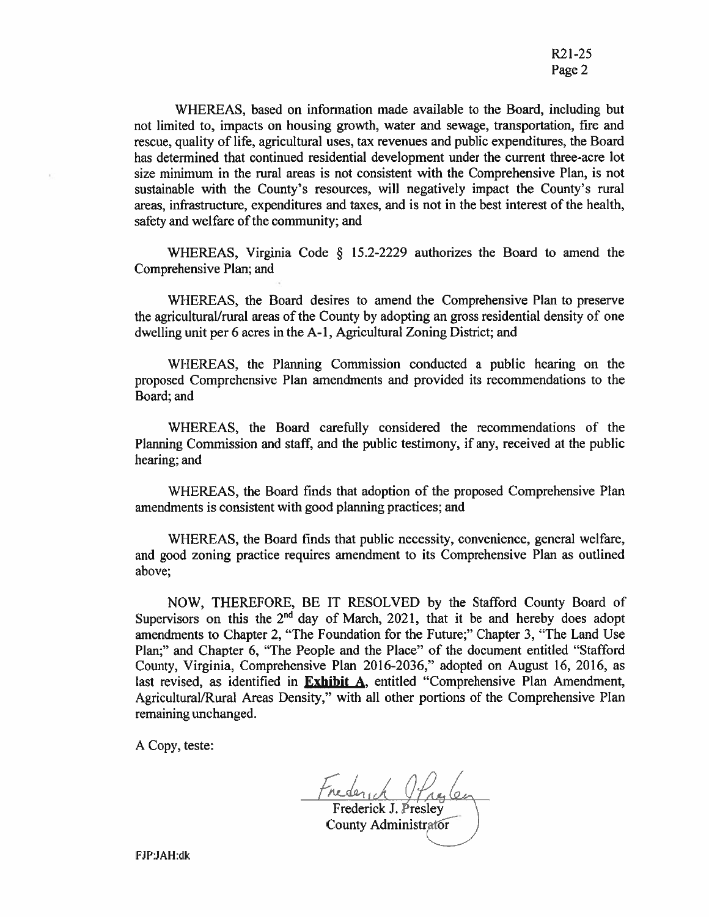WHEREAS, based on information made available to the Board, including but not limited to, impacts on housing growth, water and sewage, transportation, fire and rescue, quality of life, agricultural uses, tax revenues and public expenditures, the Board has determined that continued residential development under the current three-acre lot size minimum in the rural areas is not consistent with the Comprehensive Plan, is not sustainable with the County's resources, will negatively impact the County's rural areas, infrastructure, expenditures and taxes, and is not in the best interest of the health, safety and welfare of the community; and

WHEREAS, Virginia Code § 15.2-2229 authorizes the Board to amend the Comprehensive Plan; and

WHEREAS, the Board desires to amend the Comprehensive Plan to preserve the agricultural/rural areas of the County by adopting an gross residential density of one dwelling unit per 6 acres in the A-1, Agricultural Zoning District; and

WHEREAS, the Planning Commission conducted a public hearing on the proposed Comprehensive Plan amendments and provided its recommendations to the Board; and

WHEREAS, the Board carefully considered the recommendations of the Planning Commission and staff, and the public testimony, if any, received at the public hearing; and

WHEREAS, the Board finds that adoption of the proposed Comprehensive Plan amendments is consistent with good planning practices; and

WHEREAS, the Board finds that public necessity, convenience, general welfare, and good zoning practice requires amendment to its Comprehensive Plan as outlined above;

NOW, THEREFORE, BE IT RESOLVED by the Stafford County Board of Supervisors on this the 2nd day of March, 2021, that it be and hereby does adopt amendments to Chapter 2, "The Foundation for the Future;" Chapter 3, "The Land Use Plan;" and Chapter 6, "The People and the Place" of the document entitled "Stafford County, Virginia, Comprehensive Plan 2016-2036," adopted on August 16, 2016, as last revised, as identified in **Exhibit A**, entitled "Comprehensive Plan Amendment, Agricultural/Rural Areas Density," with all other portions of the Comprehensive Plan remaining unchanged.

A Copy, teste:

Frederick J. Presley
County Administrator

FJP:JAH:dk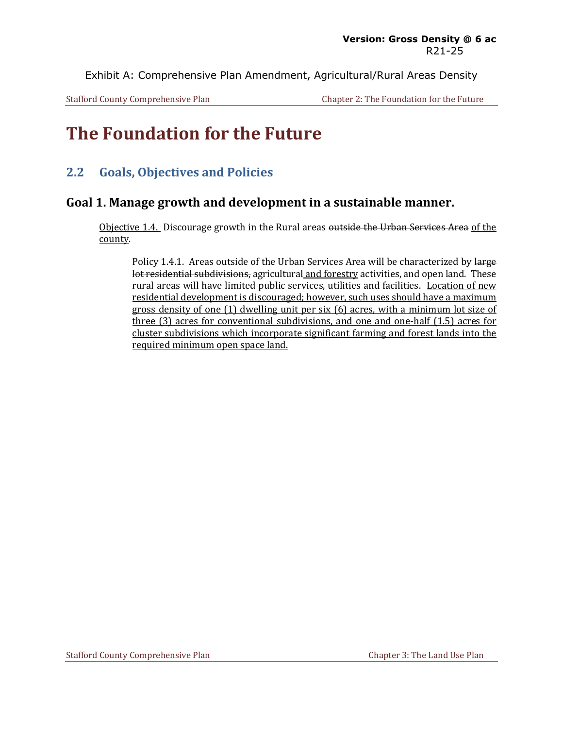**Version: Gross Density @ 6 ac**
R21-25

Exhibit A: Comprehensive Plan Amendment, Agricultural/Rural Areas Density

# The Foundation for the Future

## 2.2 Goals, Objectives and Policies

### Goal 1. Manage growth and development in a sustainable manner.

<u>Objective 1.4.</u> Discourage growth in the Rural areas ~~outside the Urban Services Area~~ <u>of the county</u>.

Policy 1.4.1. Areas outside of the Urban Services Area will be characterized by ~~large lot residential subdivisions,~~ agricultural <u>and forestry</u> activities, and open land. These rural areas will have limited public services, utilities and facilities. <u>Location of new residential development is discouraged; however, such uses should have a maximum gross density of one (1) dwelling unit per six (6) acres, with a minimum lot size of three (3) acres for conventional subdivisions, and one and one-half (1.5) acres for cluster subdivisions which incorporate significant farming and forest lands into the required minimum open space land.</u>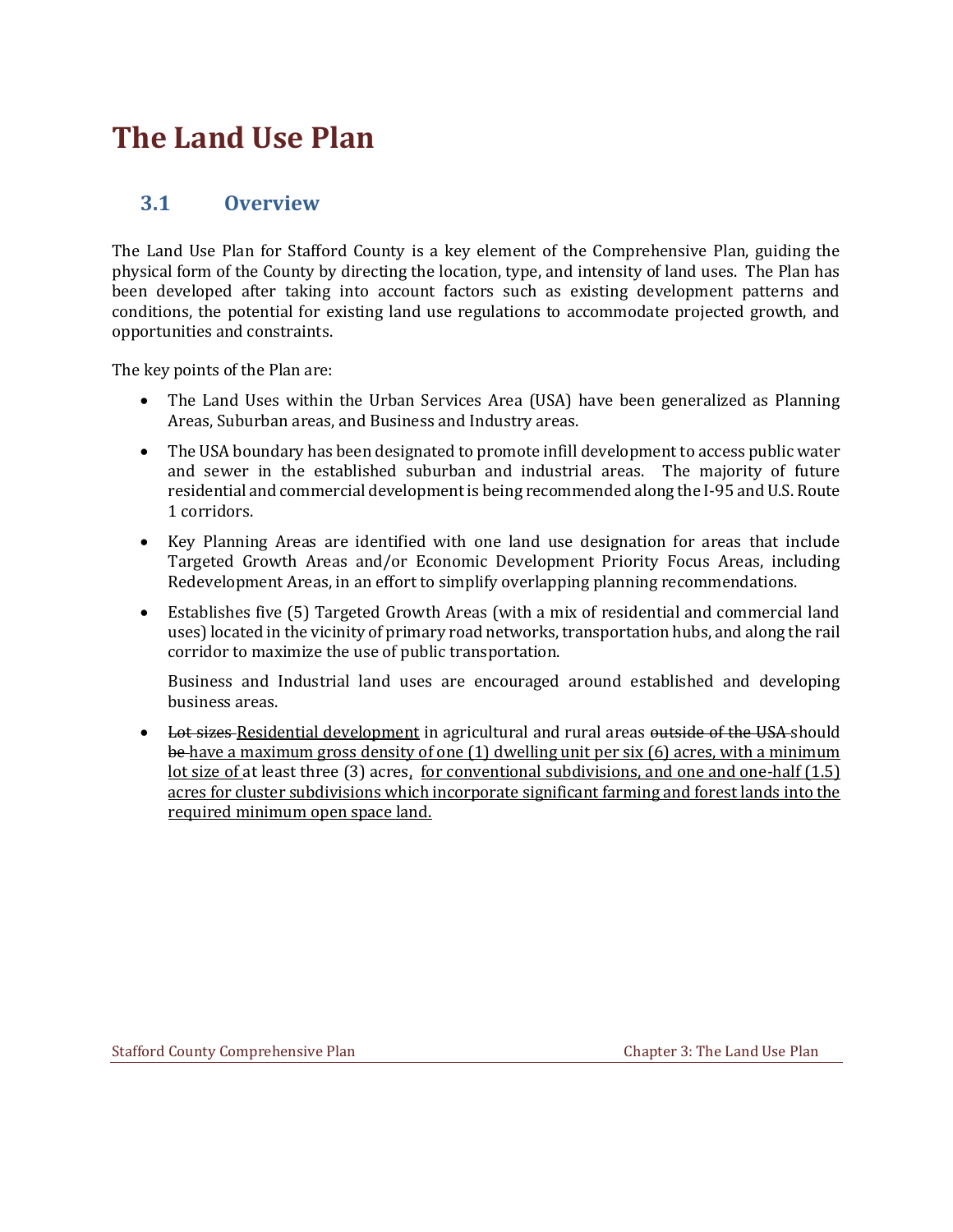# The Land Use Plan

## 3.1 Overview

The Land Use Plan for Stafford County is a key element of the Comprehensive Plan, guiding the physical form of the County by directing the location, type, and intensity of land uses. The Plan has been developed after taking into account factors such as existing development patterns and conditions, the potential for existing land use regulations to accommodate projected growth, and opportunities and constraints.

The key points of the Plan are:

- The Land Uses within the Urban Services Area (USA) have been generalized as Planning Areas, Suburban areas, and Business and Industry areas.
- The USA boundary has been designated to promote infill development to access public water and sewer in the established suburban and industrial areas. The majority of future residential and commercial development is being recommended along the I-95 and U.S. Route 1 corridors.
- Key Planning Areas are identified with one land use designation for areas that include Targeted Growth Areas and/or Economic Development Priority Focus Areas, including Redevelopment Areas, in an effort to simplify overlapping planning recommendations.
- Establishes five (5) Targeted Growth Areas (with a mix of residential and commercial land uses) located in the vicinity of primary road networks, transportation hubs, and along the rail corridor to maximize the use of public transportation.

  Business and Industrial land uses are encouraged around established and developing business areas.

- ~~Lot sizes~~ <u>Residential development</u> in agricultural and rural areas ~~outside of the USA~~ should ~~be~~ <u>have a maximum gross density of one (1) dwelling unit per six (6) acres, with a minimum lot size of</u> at least three (3) acres<u>,</u> <u>for conventional subdivisions, and one and one-half (1.5) acres for cluster subdivisions which incorporate significant farming and forest lands into the required minimum open space land.</u>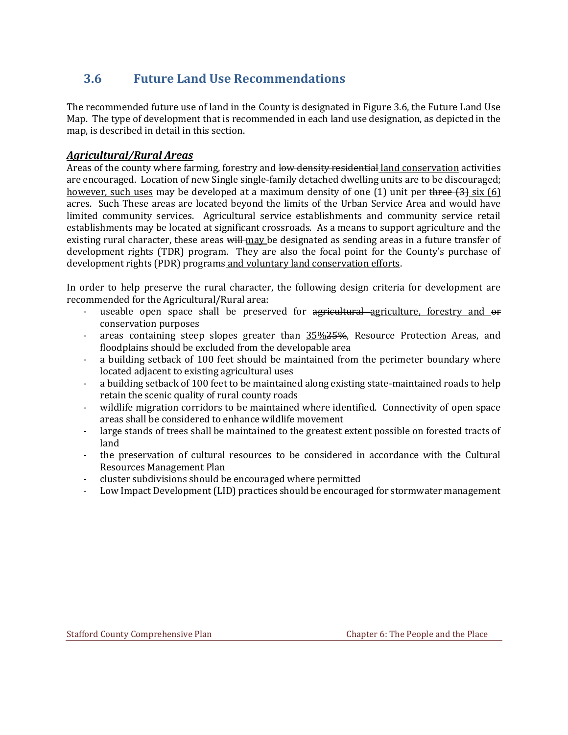## 3.6 Future Land Use Recommendations

The recommended future use of land in the County is designated in Figure 3.6, the Future Land Use Map. The type of development that is recommended in each land use designation, as depicted in the map, is described in detail in this section.

***<u>Agricultural/Rural Areas</u>***

Areas of the county where farming, forestry and ~~low density residential~~ <u>land conservation</u> activities are encouraged. <u>Location of new</u> ~~Single~~ <u>single</u>-family detached dwelling units <u>are to be discouraged; however, such uses</u> may be developed at a maximum density of one (1) unit per ~~three (3)~~ <u>six (6)</u> acres. ~~Such~~ <u>These</u> areas are located beyond the limits of the Urban Service Area and would have limited community services. Agricultural service establishments and community service retail establishments may be located at significant crossroads. As a means to support agriculture and the existing rural character, these areas ~~will~~ <u>may</u> be designated as sending areas in a future transfer of development rights (TDR) program. They are also the focal point for the County's purchase of development rights (PDR) programs <u>and voluntary land conservation efforts</u>.

In order to help preserve the rural character, the following design criteria for development are recommended for the Agricultural/Rural area:

- useable open space shall be preserved for ~~agricultural~~ <u>agriculture, forestry and</u> ~~or~~ conservation purposes
- areas containing steep slopes greater than <u>35%</u>~~25%~~, Resource Protection Areas, and floodplains should be excluded from the developable area
- a building setback of 100 feet should be maintained from the perimeter boundary where located adjacent to existing agricultural uses
- a building setback of 100 feet to be maintained along existing state-maintained roads to help retain the scenic quality of rural county roads
- wildlife migration corridors to be maintained where identified. Connectivity of open space areas shall be considered to enhance wildlife movement
- large stands of trees shall be maintained to the greatest extent possible on forested tracts of land
- the preservation of cultural resources to be considered in accordance with the Cultural Resources Management Plan
- cluster subdivisions should be encouraged where permitted
- Low Impact Development (LID) practices should be encouraged for stormwater management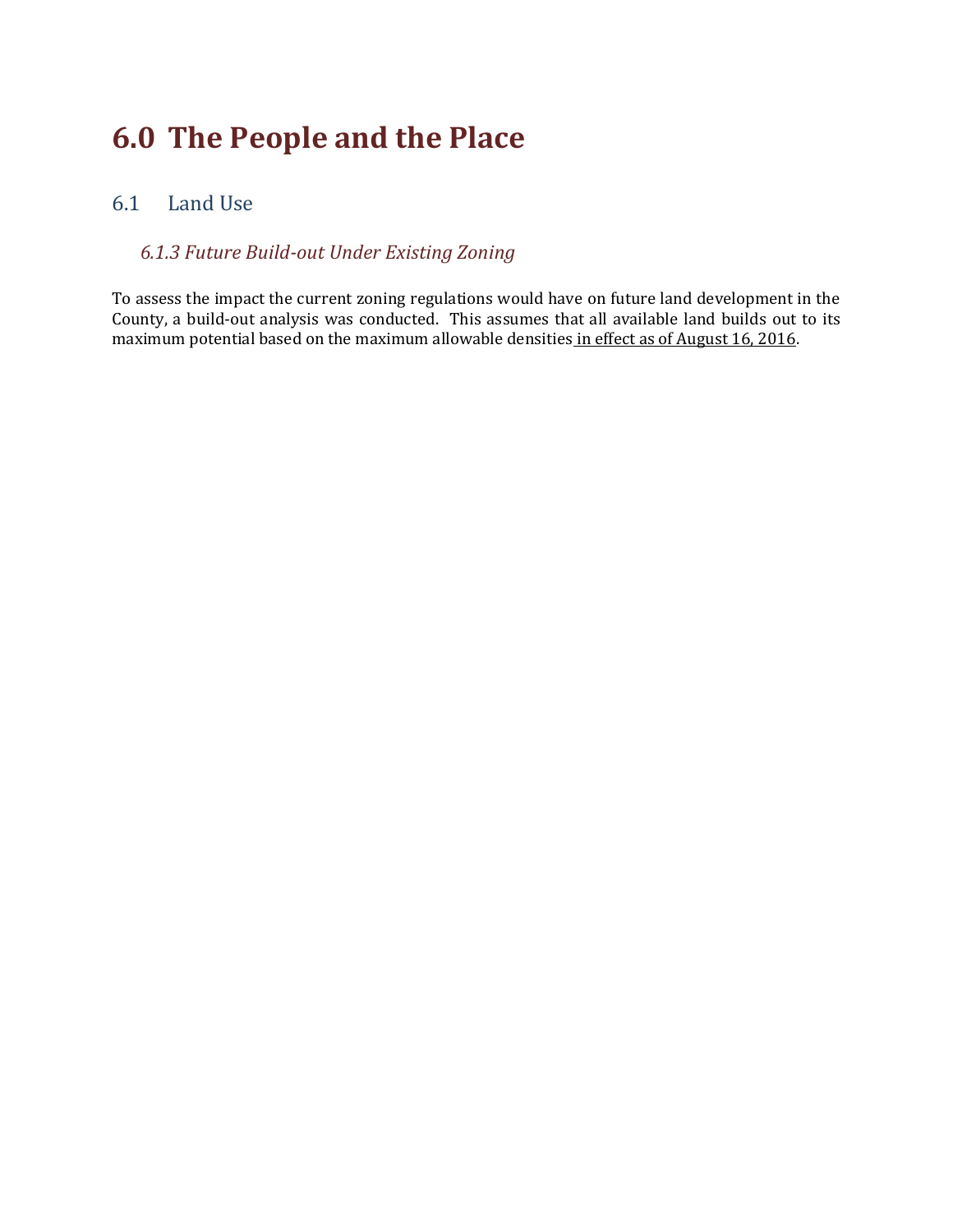# 6.0 The People and the Place

## 6.1 Land Use

### *6.1.3 Future Build-out Under Existing Zoning*

To assess the impact the current zoning regulations would have on future land development in the County, a build-out analysis was conducted. This assumes that all available land builds out to its maximum potential based on the maximum allowable densities in effect as of August 16, 2016.